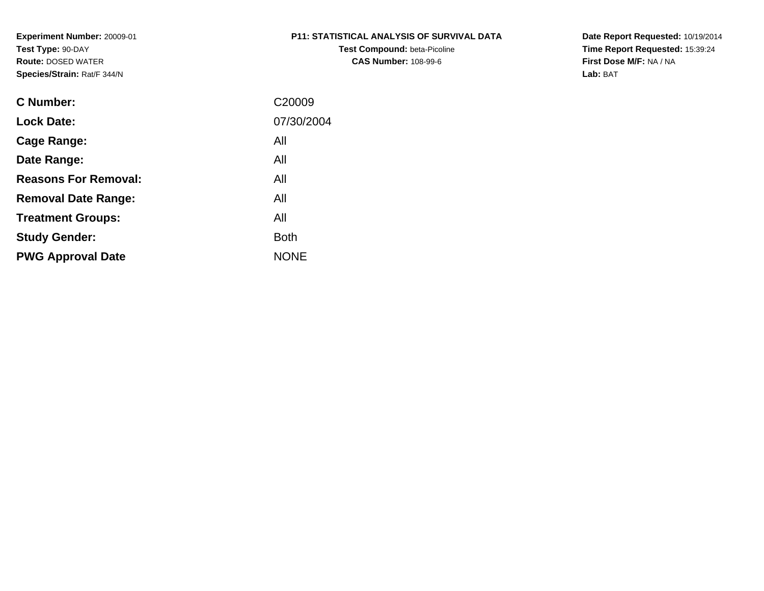**Experiment Number:** 20009-01
**Test Type:** 90-DAY
**Route:** DOSED WATER
**Species/Strain:** Rat/F 344/N

**P11: STATISTICAL ANALYSIS OF SURVIVAL DATA**
**Test Compound:** beta-Picoline
**CAS Number:** 108-99-6

**Date Report Requested:** 10/19/2014
**Time Report Requested:** 15:39:24
**First Dose M/F:** NA / NA
**Lab:** BAT

| | |
|---|---|
| **C Number:** | C20009 |
| **Lock Date:** | 07/30/2004 |
| **Cage Range:** | All |
| **Date Range:** | All |
| **Reasons For Removal:** | All |
| **Removal Date Range:** | All |
| **Treatment Groups:** | All |
| **Study Gender:** | Both |
| **PWG Approval Date** | NONE |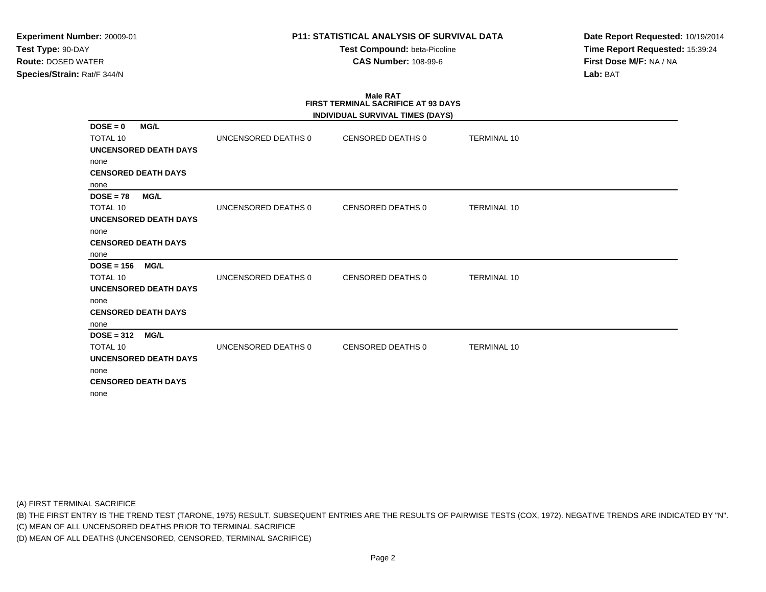**Experiment Number:** 20009-01
**Test Type:** 90-DAY
**Route:** DOSED WATER
**Species/Strain:** Rat/F 344/N

**P11: STATISTICAL ANALYSIS OF SURVIVAL DATA**
**Test Compound:** beta-Picoline
**CAS Number:** 108-99-6

**Date Report Requested:** 10/19/2014
**Time Report Requested:** 15:39:24
**First Dose M/F:** NA / NA
**Lab:** BAT

## Male RAT
## FIRST TERMINAL SACRIFICE AT 93 DAYS
### INDIVIDUAL SURVIVAL TIMES (DAYS)

**DOSE = 0 MG/L**

| TOTAL 10 | UNCENSORED DEATHS 0 | CENSORED DEATHS 0 | TERMINAL 10 |
|---|---|---|---|

**UNCENSORED DEATH DAYS**
none
**CENSORED DEATH DAYS**
none

**DOSE = 78 MG/L**

| TOTAL 10 | UNCENSORED DEATHS 0 | CENSORED DEATHS 0 | TERMINAL 10 |
|---|---|---|---|

**UNCENSORED DEATH DAYS**
none
**CENSORED DEATH DAYS**
none

**DOSE = 156 MG/L**

| TOTAL 10 | UNCENSORED DEATHS 0 | CENSORED DEATHS 0 | TERMINAL 10 |
|---|---|---|---|

**UNCENSORED DEATH DAYS**
none
**CENSORED DEATH DAYS**
none

**DOSE = 312 MG/L**

| TOTAL 10 | UNCENSORED DEATHS 0 | CENSORED DEATHS 0 | TERMINAL 10 |
|---|---|---|---|

**UNCENSORED DEATH DAYS**
none
**CENSORED DEATH DAYS**
none

(A) FIRST TERMINAL SACRIFICE
(B) THE FIRST ENTRY IS THE TREND TEST (TARONE, 1975) RESULT. SUBSEQUENT ENTRIES ARE THE RESULTS OF PAIRWISE TESTS (COX, 1972). NEGATIVE TRENDS ARE INDICATED BY "N".
(C) MEAN OF ALL UNCENSORED DEATHS PRIOR TO TERMINAL SACRIFICE
(D) MEAN OF ALL DEATHS (UNCENSORED, CENSORED, TERMINAL SACRIFICE)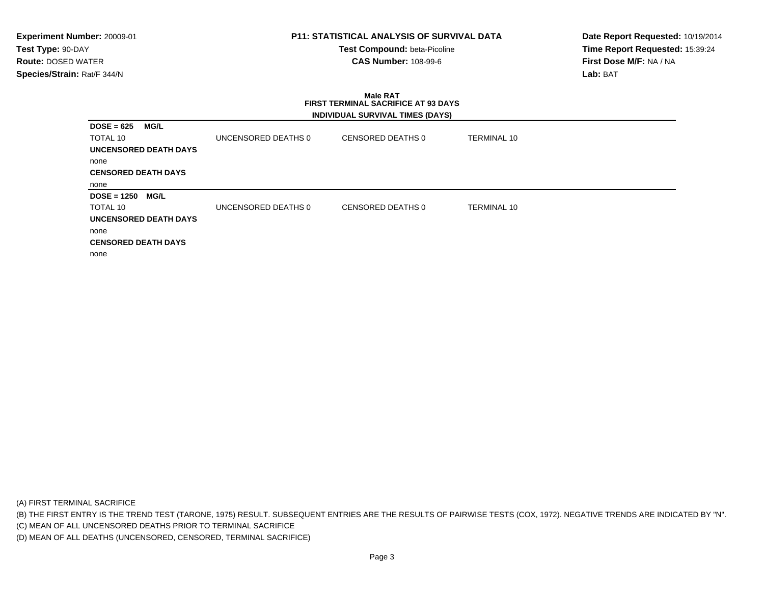**Experiment Number:** 20009-01
**Test Type:** 90-DAY
**Route:** DOSED WATER
**Species/Strain:** Rat/F 344/N

**P11: STATISTICAL ANALYSIS OF SURVIVAL DATA**
**Test Compound:** beta-Picoline
**CAS Number:** 108-99-6

**Date Report Requested:** 10/19/2014
**Time Report Requested:** 15:39:24
**First Dose M/F:** NA / NA
**Lab:** BAT

**Male RAT**
**FIRST TERMINAL SACRIFICE AT 93 DAYS**
**INDIVIDUAL SURVIVAL TIMES (DAYS)**

**DOSE = 625 MG/L**

| TOTAL 10 | UNCENSORED DEATHS 0 | CENSORED DEATHS 0 | TERMINAL 10 |
|---|---|---|---|

**UNCENSORED DEATH DAYS**

none

**CENSORED DEATH DAYS**

none

**DOSE = 1250 MG/L**

| TOTAL 10 | UNCENSORED DEATHS 0 | CENSORED DEATHS 0 | TERMINAL 10 |
|---|---|---|---|

**UNCENSORED DEATH DAYS**

none

**CENSORED DEATH DAYS**

none

(A) FIRST TERMINAL SACRIFICE
(B) THE FIRST ENTRY IS THE TREND TEST (TARONE, 1975) RESULT. SUBSEQUENT ENTRIES ARE THE RESULTS OF PAIRWISE TESTS (COX, 1972). NEGATIVE TRENDS ARE INDICATED BY "N".
(C) MEAN OF ALL UNCENSORED DEATHS PRIOR TO TERMINAL SACRIFICE
(D) MEAN OF ALL DEATHS (UNCENSORED, CENSORED, TERMINAL SACRIFICE)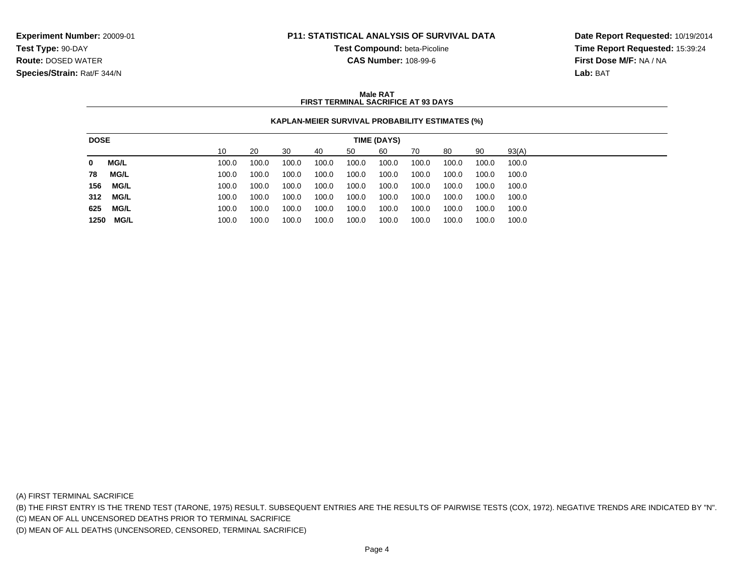**Experiment Number:** 20009-01
**Test Type:** 90-DAY
**Route:** DOSED WATER
**Species/Strain:** Rat/F 344/N

**P11: STATISTICAL ANALYSIS OF SURVIVAL DATA**
**Test Compound:** beta-Picoline
**CAS Number:** 108-99-6

**Date Report Requested:** 10/19/2014
**Time Report Requested:** 15:39:24
**First Dose M/F:** NA / NA
**Lab:** BAT

## Male RAT
## FIRST TERMINAL SACRIFICE AT 93 DAYS

### KAPLAN-MEIER SURVIVAL PROBABILITY ESTIMATES (%)

| DOSE | TIME (DAYS) | | | | | | | | | |
|---|---|---|---|---|---|---|---|---|---|---|
| | 10 | 20 | 30 | 40 | 50 | 60 | 70 | 80 | 90 | 93(A) |
| **0 MG/L** | 100.0 | 100.0 | 100.0 | 100.0 | 100.0 | 100.0 | 100.0 | 100.0 | 100.0 | 100.0 |
| **78 MG/L** | 100.0 | 100.0 | 100.0 | 100.0 | 100.0 | 100.0 | 100.0 | 100.0 | 100.0 | 100.0 |
| **156 MG/L** | 100.0 | 100.0 | 100.0 | 100.0 | 100.0 | 100.0 | 100.0 | 100.0 | 100.0 | 100.0 |
| **312 MG/L** | 100.0 | 100.0 | 100.0 | 100.0 | 100.0 | 100.0 | 100.0 | 100.0 | 100.0 | 100.0 |
| **625 MG/L** | 100.0 | 100.0 | 100.0 | 100.0 | 100.0 | 100.0 | 100.0 | 100.0 | 100.0 | 100.0 |
| **1250 MG/L** | 100.0 | 100.0 | 100.0 | 100.0 | 100.0 | 100.0 | 100.0 | 100.0 | 100.0 | 100.0 |

(A) FIRST TERMINAL SACRIFICE
(B) THE FIRST ENTRY IS THE TREND TEST (TARONE, 1975) RESULT. SUBSEQUENT ENTRIES ARE THE RESULTS OF PAIRWISE TESTS (COX, 1972). NEGATIVE TRENDS ARE INDICATED BY "N".
(C) MEAN OF ALL UNCENSORED DEATHS PRIOR TO TERMINAL SACRIFICE
(D) MEAN OF ALL DEATHS (UNCENSORED, CENSORED, TERMINAL SACRIFICE)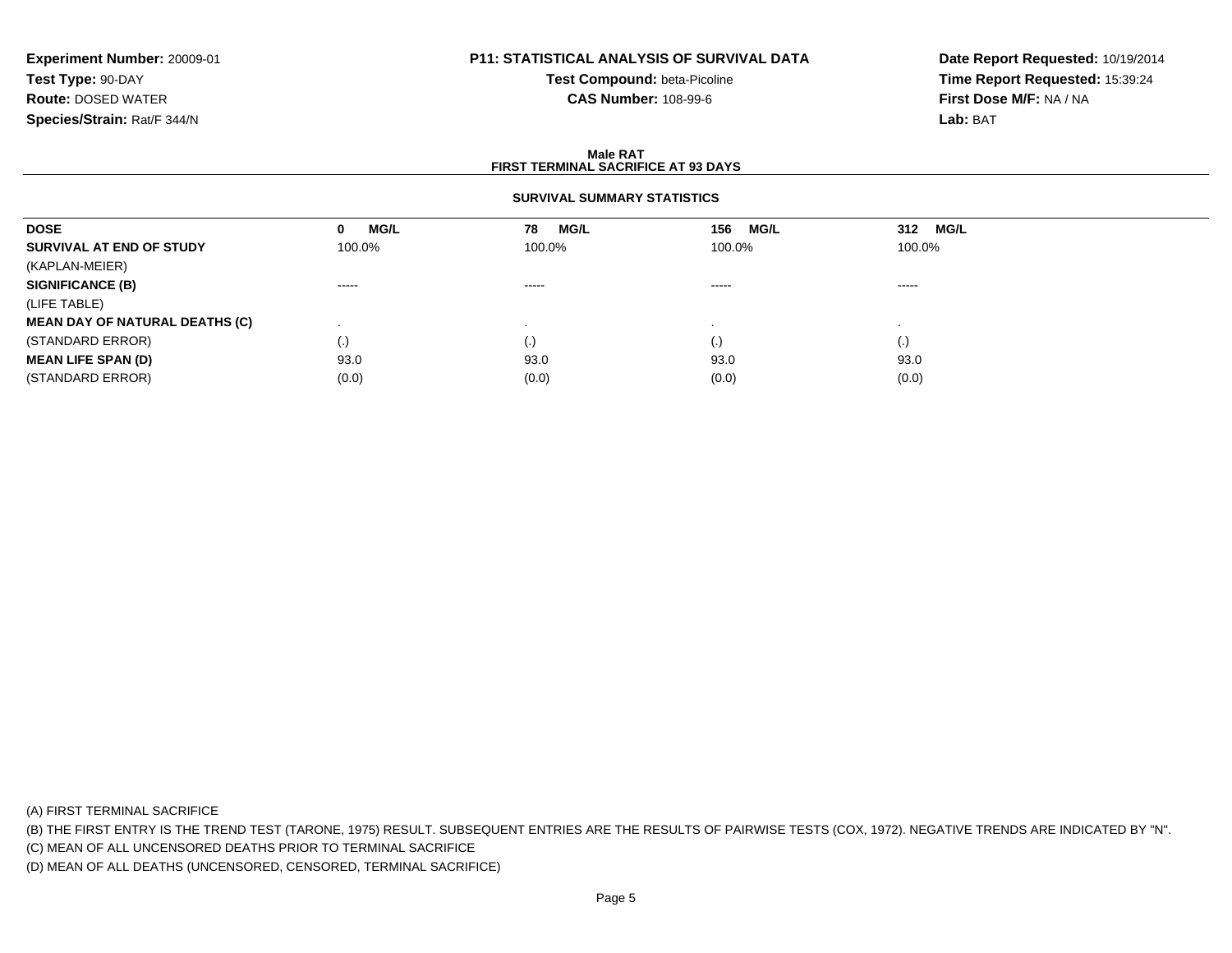**Experiment Number:** 20009-01
**Test Type:** 90-DAY
**Route:** DOSED WATER
**Species/Strain:** Rat/F 344/N

**P11: STATISTICAL ANALYSIS OF SURVIVAL DATA**
**Test Compound:** beta-Picoline
**CAS Number:** 108-99-6

**Date Report Requested:** 10/19/2014
**Time Report Requested:** 15:39:24
**First Dose M/F:** NA / NA
**Lab:** BAT

**Male RAT**
**FIRST TERMINAL SACRIFICE AT 93 DAYS**

**SURVIVAL SUMMARY STATISTICS**

| DOSE | 0 MG/L | 78 MG/L | 156 MG/L | 312 MG/L |
|---|---|---|---|---|
| **SURVIVAL AT END OF STUDY** | 100.0% | 100.0% | 100.0% | 100.0% |
| (KAPLAN-MEIER) | | | | |
| **SIGNIFICANCE (B)** | ----- | ----- | ----- | ----- |
| (LIFE TABLE) | | | | |
| **MEAN DAY OF NATURAL DEATHS (C)** | . | . | . | . |
| (STANDARD ERROR) | (.) | (.) | (.) | (.) |
| **MEAN LIFE SPAN (D)** | 93.0 | 93.0 | 93.0 | 93.0 |
| (STANDARD ERROR) | (0.0) | (0.0) | (0.0) | (0.0) |

(A) FIRST TERMINAL SACRIFICE
(B) THE FIRST ENTRY IS THE TREND TEST (TARONE, 1975) RESULT. SUBSEQUENT ENTRIES ARE THE RESULTS OF PAIRWISE TESTS (COX, 1972). NEGATIVE TRENDS ARE INDICATED BY "N".
(C) MEAN OF ALL UNCENSORED DEATHS PRIOR TO TERMINAL SACRIFICE
(D) MEAN OF ALL DEATHS (UNCENSORED, CENSORED, TERMINAL SACRIFICE)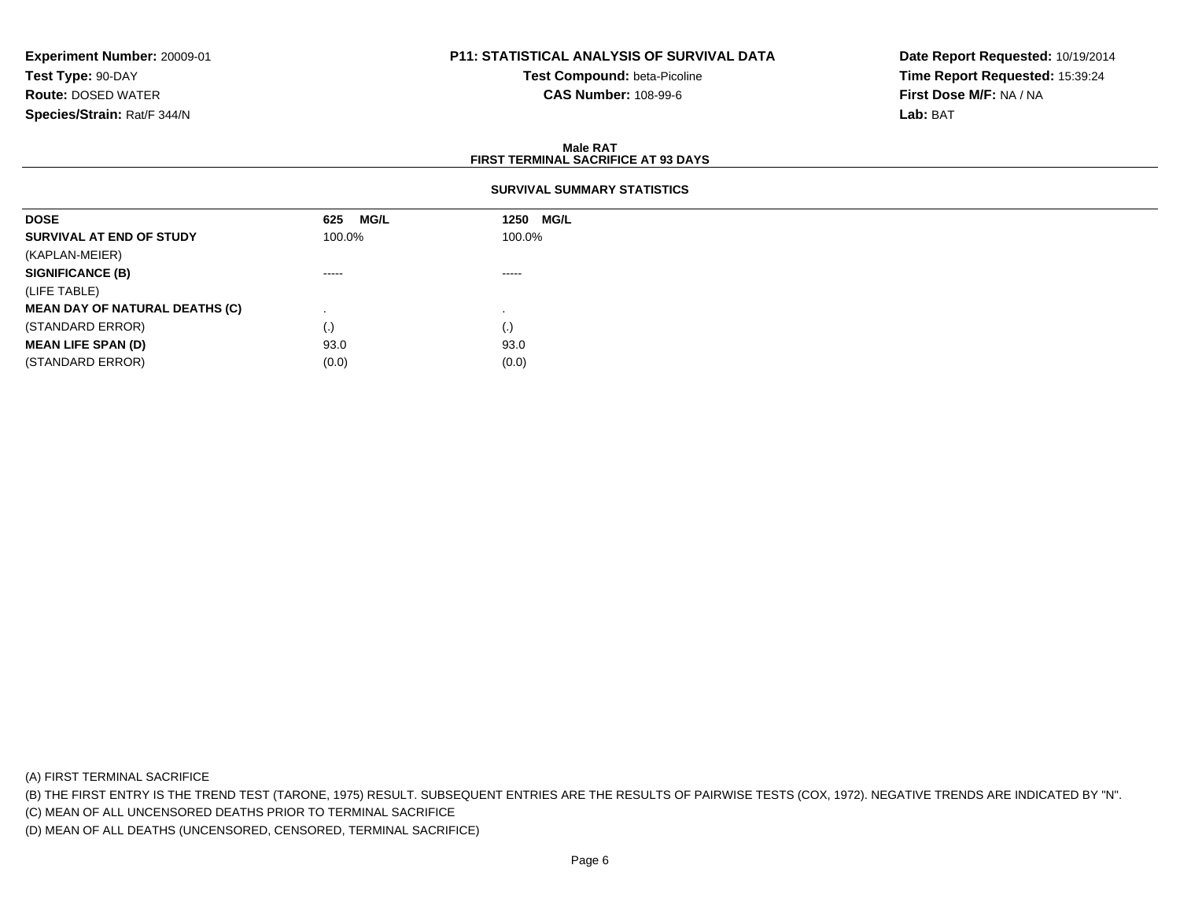**Experiment Number:** 20009-01
**Test Type:** 90-DAY
**Route:** DOSED WATER
**Species/Strain:** Rat/F 344/N

**P11: STATISTICAL ANALYSIS OF SURVIVAL DATA**
**Test Compound:** beta-Picoline
**CAS Number:** 108-99-6

**Date Report Requested:** 10/19/2014
**Time Report Requested:** 15:39:24
**First Dose M/F:** NA / NA
**Lab:** BAT

**Male RAT**
**FIRST TERMINAL SACRIFICE AT 93 DAYS**

**SURVIVAL SUMMARY STATISTICS**

| DOSE | 625 MG/L | 1250 MG/L |
|---|---|---|
| **SURVIVAL AT END OF STUDY** | 100.0% | 100.0% |
| (KAPLAN-MEIER) | | |
| **SIGNIFICANCE (B)** | ----- | ----- |
| (LIFE TABLE) | | |
| **MEAN DAY OF NATURAL DEATHS (C)** | . | . |
| (STANDARD ERROR) | (.) | (.) |
| **MEAN LIFE SPAN (D)** | 93.0 | 93.0 |
| (STANDARD ERROR) | (0.0) | (0.0) |

(A) FIRST TERMINAL SACRIFICE

(B) THE FIRST ENTRY IS THE TREND TEST (TARONE, 1975) RESULT. SUBSEQUENT ENTRIES ARE THE RESULTS OF PAIRWISE TESTS (COX, 1972). NEGATIVE TRENDS ARE INDICATED BY "N".

(C) MEAN OF ALL UNCENSORED DEATHS PRIOR TO TERMINAL SACRIFICE

(D) MEAN OF ALL DEATHS (UNCENSORED, CENSORED, TERMINAL SACRIFICE)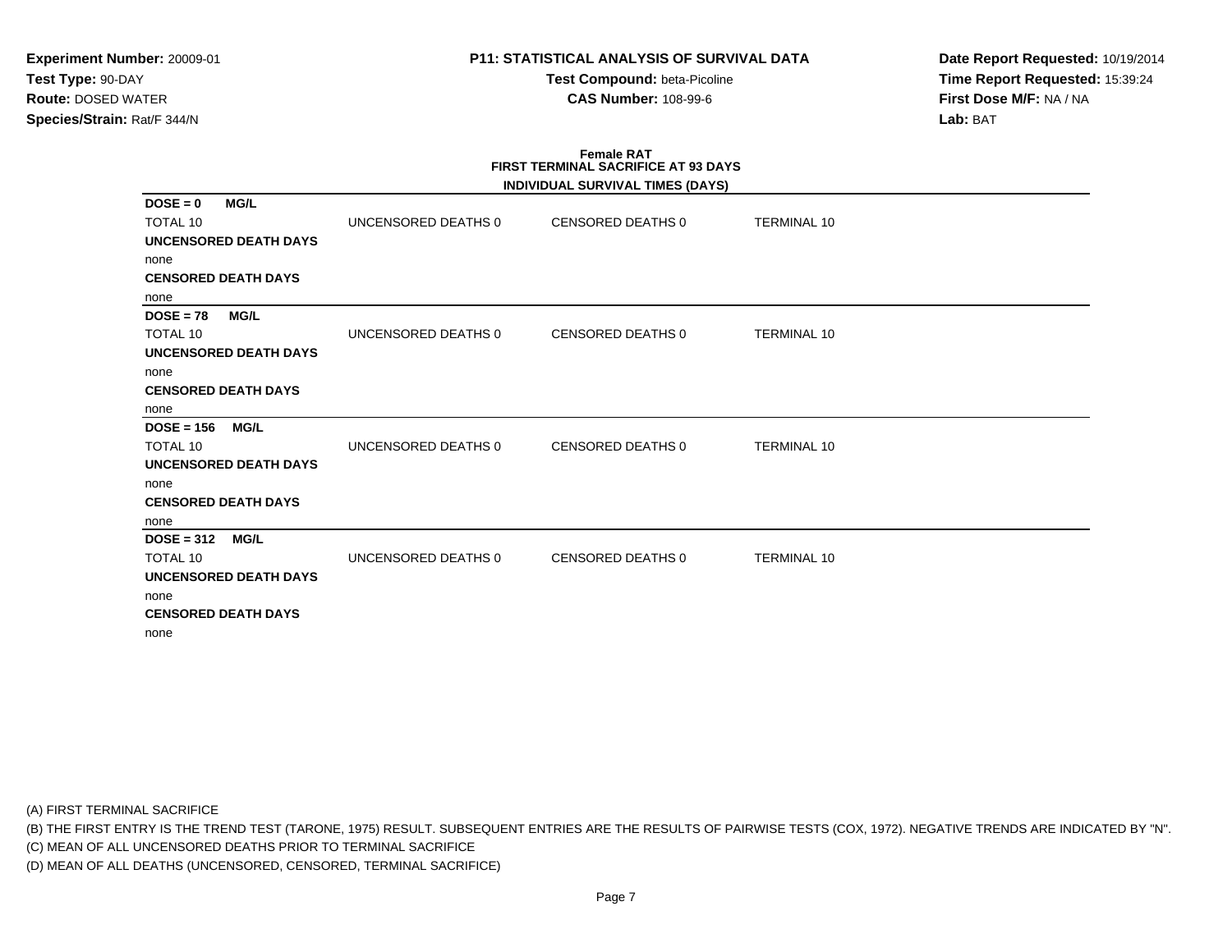**Experiment Number:** 20009-01
**Test Type:** 90-DAY
**Route:** DOSED WATER
**Species/Strain:** Rat/F 344/N

**P11: STATISTICAL ANALYSIS OF SURVIVAL DATA**
**Test Compound:** beta-Picoline
**CAS Number:** 108-99-6

**Date Report Requested:** 10/19/2014
**Time Report Requested:** 15:39:24
**First Dose M/F:** NA / NA
**Lab:** BAT

## Female RAT
## FIRST TERMINAL SACRIFICE AT 93 DAYS
### INDIVIDUAL SURVIVAL TIMES (DAYS)

**DOSE = 0 MG/L**

TOTAL 10 | UNCENSORED DEATHS 0 | CENSORED DEATHS 0 | TERMINAL 10

**UNCENSORED DEATH DAYS**
none

**CENSORED DEATH DAYS**
none

**DOSE = 78 MG/L**

TOTAL 10 | UNCENSORED DEATHS 0 | CENSORED DEATHS 0 | TERMINAL 10

**UNCENSORED DEATH DAYS**
none

**CENSORED DEATH DAYS**
none

**DOSE = 156 MG/L**

TOTAL 10 | UNCENSORED DEATHS 0 | CENSORED DEATHS 0 | TERMINAL 10

**UNCENSORED DEATH DAYS**
none

**CENSORED DEATH DAYS**
none

**DOSE = 312 MG/L**

TOTAL 10 | UNCENSORED DEATHS 0 | CENSORED DEATHS 0 | TERMINAL 10

**UNCENSORED DEATH DAYS**
none

**CENSORED DEATH DAYS**
none

(A) FIRST TERMINAL SACRIFICE
(B) THE FIRST ENTRY IS THE TREND TEST (TARONE, 1975) RESULT. SUBSEQUENT ENTRIES ARE THE RESULTS OF PAIRWISE TESTS (COX, 1972). NEGATIVE TRENDS ARE INDICATED BY "N".
(C) MEAN OF ALL UNCENSORED DEATHS PRIOR TO TERMINAL SACRIFICE
(D) MEAN OF ALL DEATHS (UNCENSORED, CENSORED, TERMINAL SACRIFICE)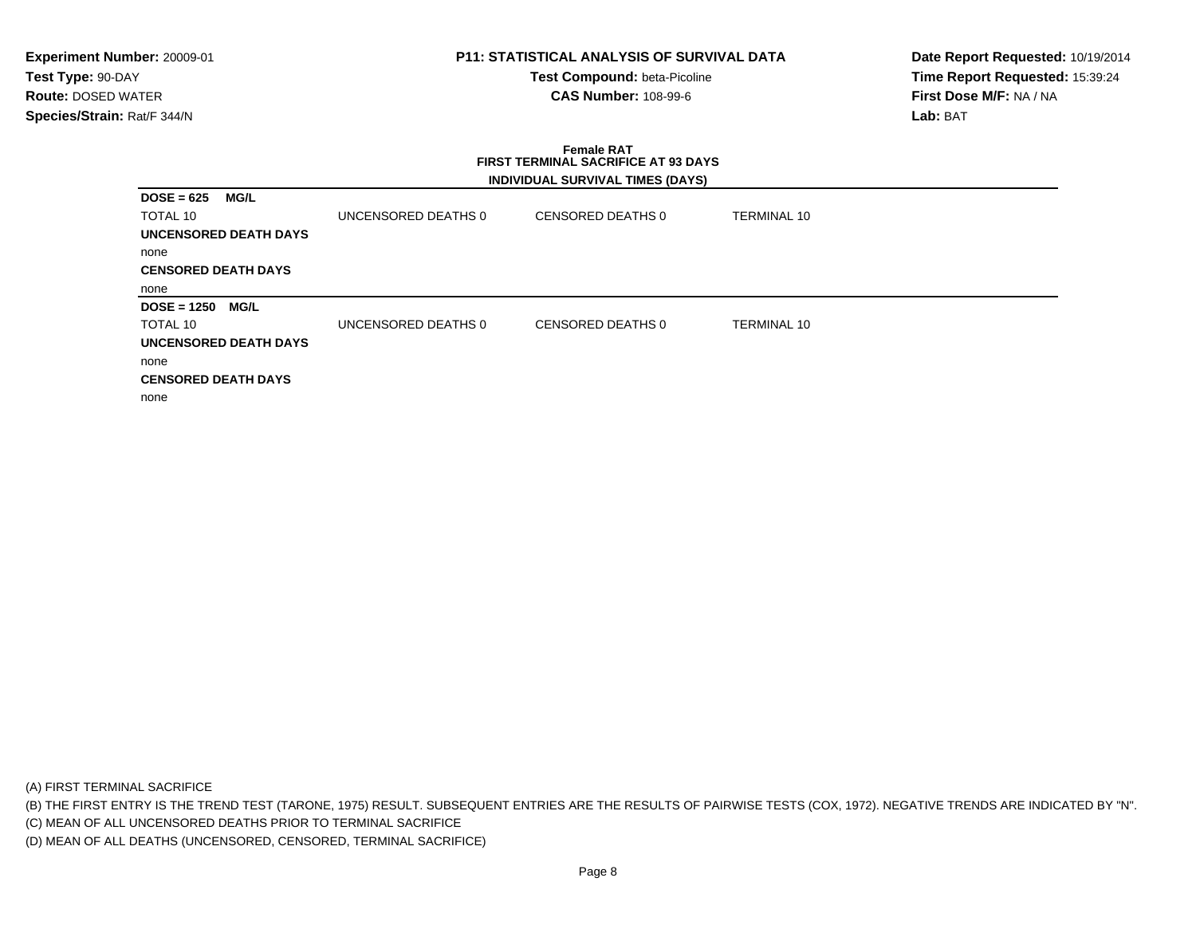**Experiment Number:** 20009-01
**Test Type:** 90-DAY
**Route:** DOSED WATER
**Species/Strain:** Rat/F 344/N

**P11: STATISTICAL ANALYSIS OF SURVIVAL DATA**
**Test Compound:** beta-Picoline
**CAS Number:** 108-99-6

**Date Report Requested:** 10/19/2014
**Time Report Requested:** 15:39:24
**First Dose M/F:** NA / NA
**Lab:** BAT

**Female RAT**
**FIRST TERMINAL SACRIFICE AT 93 DAYS**
**INDIVIDUAL SURVIVAL TIMES (DAYS)**

**DOSE = 625 MG/L**

| TOTAL 10 | UNCENSORED DEATHS 0 | CENSORED DEATHS 0 | TERMINAL 10 |
|---|---|---|---|

**UNCENSORED DEATH DAYS**

none

**CENSORED DEATH DAYS**

none

**DOSE = 1250 MG/L**

| TOTAL 10 | UNCENSORED DEATHS 0 | CENSORED DEATHS 0 | TERMINAL 10 |
|---|---|---|---|

**UNCENSORED DEATH DAYS**

none

**CENSORED DEATH DAYS**

none

(A) FIRST TERMINAL SACRIFICE
(B) THE FIRST ENTRY IS THE TREND TEST (TARONE, 1975) RESULT. SUBSEQUENT ENTRIES ARE THE RESULTS OF PAIRWISE TESTS (COX, 1972). NEGATIVE TRENDS ARE INDICATED BY "N".
(C) MEAN OF ALL UNCENSORED DEATHS PRIOR TO TERMINAL SACRIFICE
(D) MEAN OF ALL DEATHS (UNCENSORED, CENSORED, TERMINAL SACRIFICE)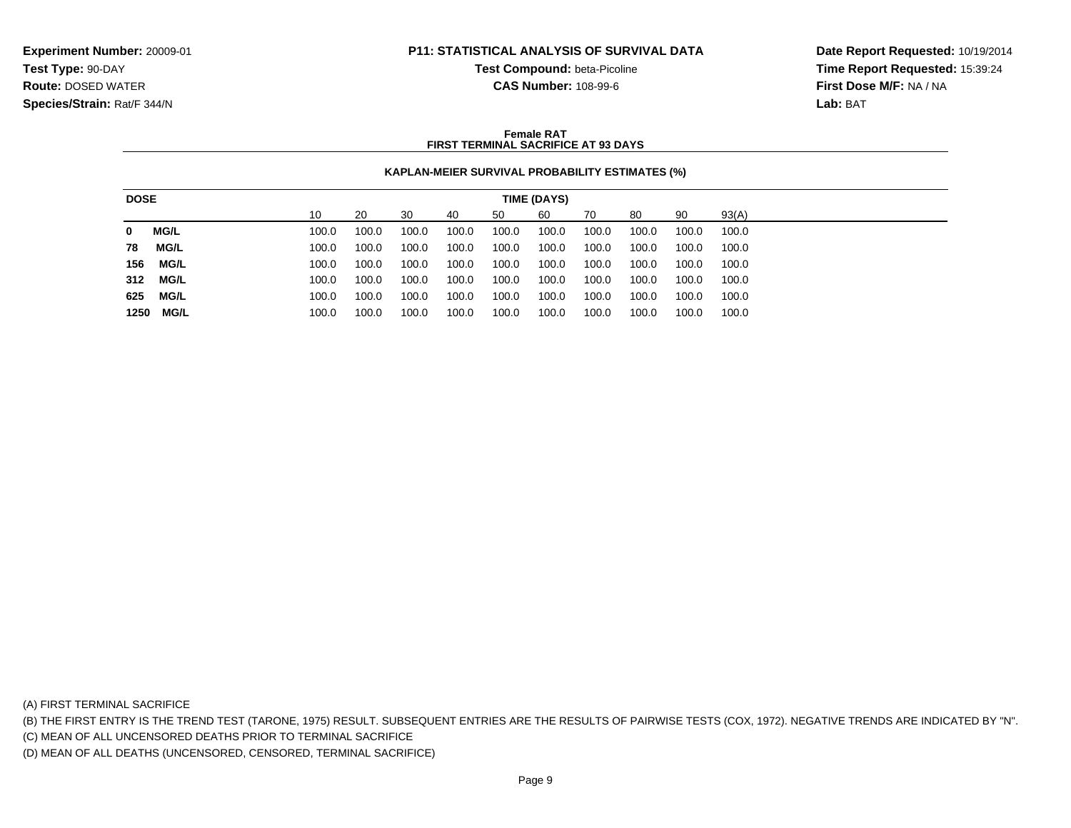**Experiment Number:** 20009-01
**Test Type:** 90-DAY
**Route:** DOSED WATER
**Species/Strain:** Rat/F 344/N

**P11: STATISTICAL ANALYSIS OF SURVIVAL DATA**
**Test Compound:** beta-Picoline
**CAS Number:** 108-99-6

**Date Report Requested:** 10/19/2014
**Time Report Requested:** 15:39:24
**First Dose M/F:** NA / NA
**Lab:** BAT

**Female RAT**
**FIRST TERMINAL SACRIFICE AT 93 DAYS**

**KAPLAN-MEIER SURVIVAL PROBABILITY ESTIMATES (%)**

| DOSE | TIME (DAYS) | | | | | | | | | |
|---|---|---|---|---|---|---|---|---|---|---|
| | 10 | 20 | 30 | 40 | 50 | 60 | 70 | 80 | 90 | 93(A) |
| **0 MG/L** | 100.0 | 100.0 | 100.0 | 100.0 | 100.0 | 100.0 | 100.0 | 100.0 | 100.0 | 100.0 |
| **78 MG/L** | 100.0 | 100.0 | 100.0 | 100.0 | 100.0 | 100.0 | 100.0 | 100.0 | 100.0 | 100.0 |
| **156 MG/L** | 100.0 | 100.0 | 100.0 | 100.0 | 100.0 | 100.0 | 100.0 | 100.0 | 100.0 | 100.0 |
| **312 MG/L** | 100.0 | 100.0 | 100.0 | 100.0 | 100.0 | 100.0 | 100.0 | 100.0 | 100.0 | 100.0 |
| **625 MG/L** | 100.0 | 100.0 | 100.0 | 100.0 | 100.0 | 100.0 | 100.0 | 100.0 | 100.0 | 100.0 |
| **1250 MG/L** | 100.0 | 100.0 | 100.0 | 100.0 | 100.0 | 100.0 | 100.0 | 100.0 | 100.0 | 100.0 |

(A) FIRST TERMINAL SACRIFICE
(B) THE FIRST ENTRY IS THE TREND TEST (TARONE, 1975) RESULT. SUBSEQUENT ENTRIES ARE THE RESULTS OF PAIRWISE TESTS (COX, 1972). NEGATIVE TRENDS ARE INDICATED BY "N".
(C) MEAN OF ALL UNCENSORED DEATHS PRIOR TO TERMINAL SACRIFICE
(D) MEAN OF ALL DEATHS (UNCENSORED, CENSORED, TERMINAL SACRIFICE)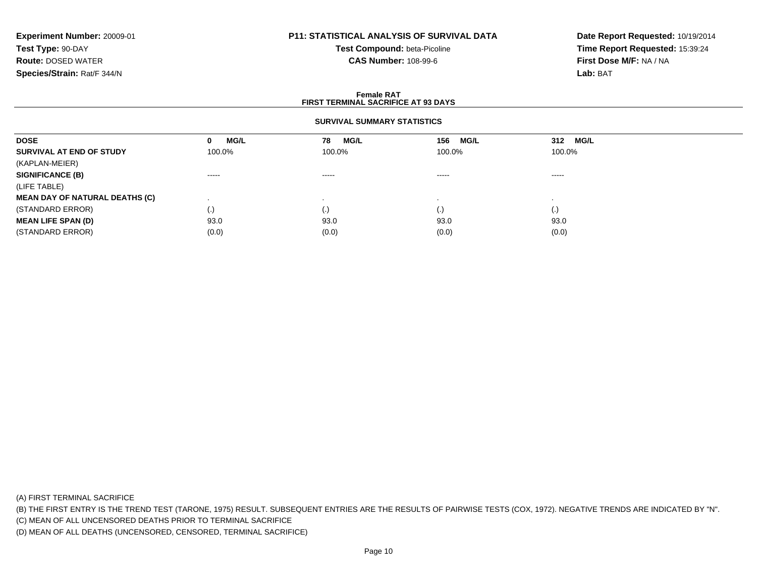**Experiment Number:** 20009-01
**Test Type:** 90-DAY
**Route:** DOSED WATER
**Species/Strain:** Rat/F 344/N

**P11: STATISTICAL ANALYSIS OF SURVIVAL DATA**
**Test Compound:** beta-Picoline
**CAS Number:** 108-99-6

**Date Report Requested:** 10/19/2014
**Time Report Requested:** 15:39:24
**First Dose M/F:** NA / NA
**Lab:** BAT

**Female RAT**
**FIRST TERMINAL SACRIFICE AT 93 DAYS**

**SURVIVAL SUMMARY STATISTICS**

| DOSE | 0 MG/L | 78 MG/L | 156 MG/L | 312 MG/L |
|---|---|---|---|---|
| **SURVIVAL AT END OF STUDY** | 100.0% | 100.0% | 100.0% | 100.0% |
| (KAPLAN-MEIER) | | | | |
| **SIGNIFICANCE (B)** | ----- | ----- | ----- | ----- |
| (LIFE TABLE) | | | | |
| **MEAN DAY OF NATURAL DEATHS (C)** | . | . | . | . |
| (STANDARD ERROR) | (.) | (.) | (.) | (.) |
| **MEAN LIFE SPAN (D)** | 93.0 | 93.0 | 93.0 | 93.0 |
| (STANDARD ERROR) | (0.0) | (0.0) | (0.0) | (0.0) |

(A) FIRST TERMINAL SACRIFICE
(B) THE FIRST ENTRY IS THE TREND TEST (TARONE, 1975) RESULT. SUBSEQUENT ENTRIES ARE THE RESULTS OF PAIRWISE TESTS (COX, 1972). NEGATIVE TRENDS ARE INDICATED BY "N".
(C) MEAN OF ALL UNCENSORED DEATHS PRIOR TO TERMINAL SACRIFICE
(D) MEAN OF ALL DEATHS (UNCENSORED, CENSORED, TERMINAL SACRIFICE)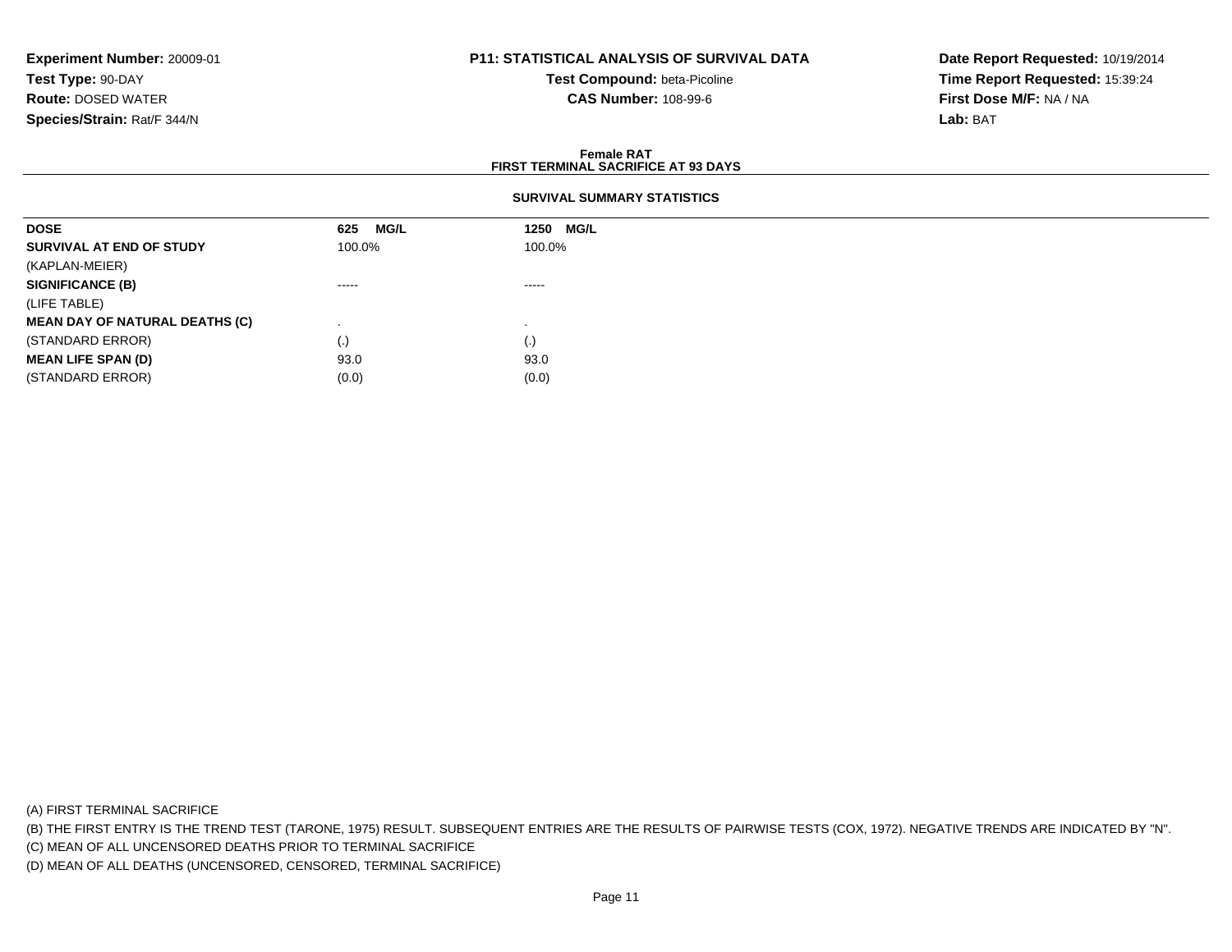**Experiment Number:** 20009-01
**Test Type:** 90-DAY
**Route:** DOSED WATER
**Species/Strain:** Rat/F 344/N

**P11: STATISTICAL ANALYSIS OF SURVIVAL DATA**
**Test Compound:** beta-Picoline
**CAS Number:** 108-99-6

**Date Report Requested:** 10/19/2014
**Time Report Requested:** 15:39:24
**First Dose M/F:** NA / NA
**Lab:** BAT

## Female RAT
## FIRST TERMINAL SACRIFICE AT 93 DAYS

### SURVIVAL SUMMARY STATISTICS

| DOSE | 625 MG/L | 1250 MG/L |
|---|---|---|
| **SURVIVAL AT END OF STUDY** | 100.0% | 100.0% |
| (KAPLAN-MEIER) | | |
| **SIGNIFICANCE (B)** | ----- | ----- |
| (LIFE TABLE) | | |
| **MEAN DAY OF NATURAL DEATHS (C)** | . | . |
| (STANDARD ERROR) | (.) | (.) |
| **MEAN LIFE SPAN (D)** | 93.0 | 93.0 |
| (STANDARD ERROR) | (0.0) | (0.0) |

(A) FIRST TERMINAL SACRIFICE
(B) THE FIRST ENTRY IS THE TREND TEST (TARONE, 1975) RESULT. SUBSEQUENT ENTRIES ARE THE RESULTS OF PAIRWISE TESTS (COX, 1972). NEGATIVE TRENDS ARE INDICATED BY "N".
(C) MEAN OF ALL UNCENSORED DEATHS PRIOR TO TERMINAL SACRIFICE
(D) MEAN OF ALL DEATHS (UNCENSORED, CENSORED, TERMINAL SACRIFICE)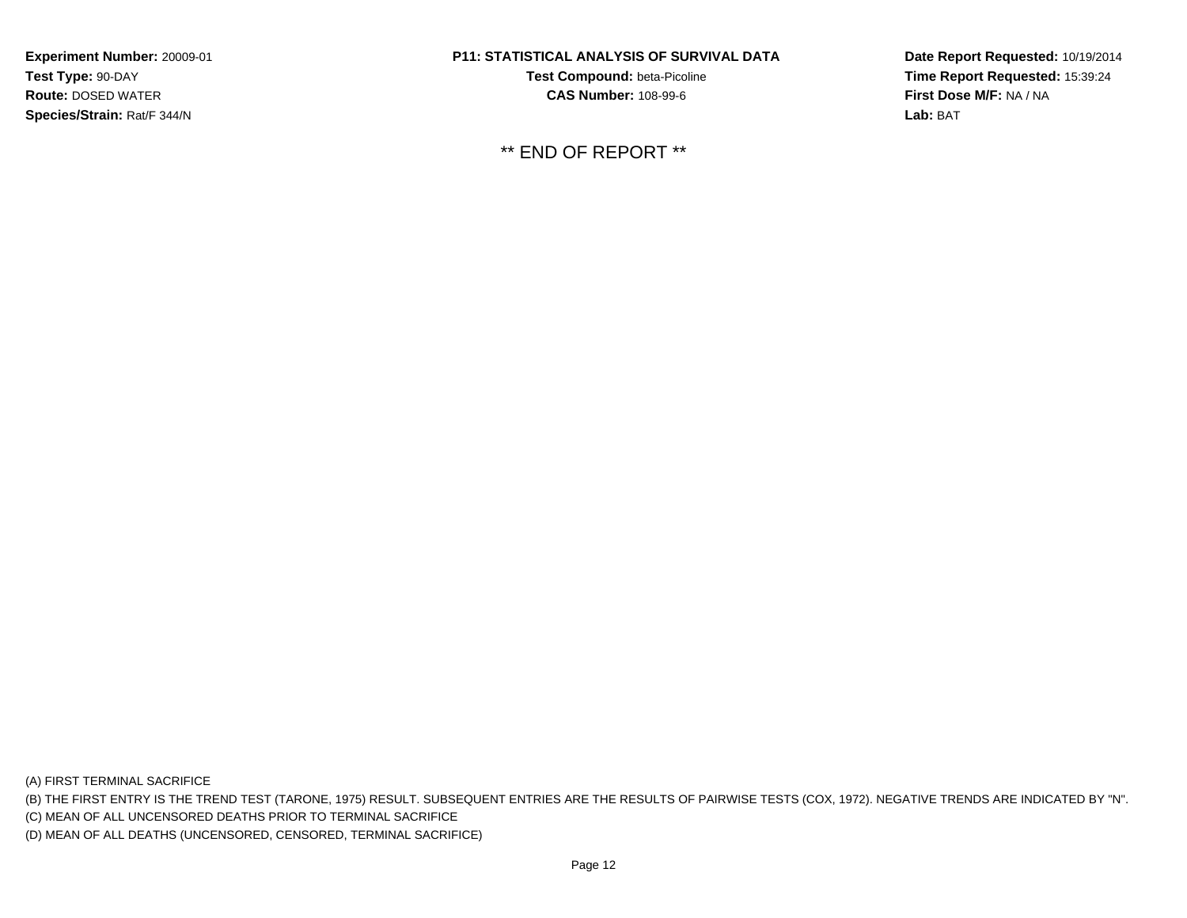**Experiment Number:** 20009-01
**Test Type:** 90-DAY
**Route:** DOSED WATER
**Species/Strain:** Rat/F 344/N

**P11: STATISTICAL ANALYSIS OF SURVIVAL DATA**
**Test Compound:** beta-Picoline
**CAS Number:** 108-99-6

**Date Report Requested:** 10/19/2014
**Time Report Requested:** 15:39:24
**First Dose M/F:** NA / NA
**Lab:** BAT

** END OF REPORT **

(A) FIRST TERMINAL SACRIFICE
(B) THE FIRST ENTRY IS THE TREND TEST (TARONE, 1975) RESULT. SUBSEQUENT ENTRIES ARE THE RESULTS OF PAIRWISE TESTS (COX, 1972). NEGATIVE TRENDS ARE INDICATED BY "N".
(C) MEAN OF ALL UNCENSORED DEATHS PRIOR TO TERMINAL SACRIFICE
(D) MEAN OF ALL DEATHS (UNCENSORED, CENSORED, TERMINAL SACRIFICE)